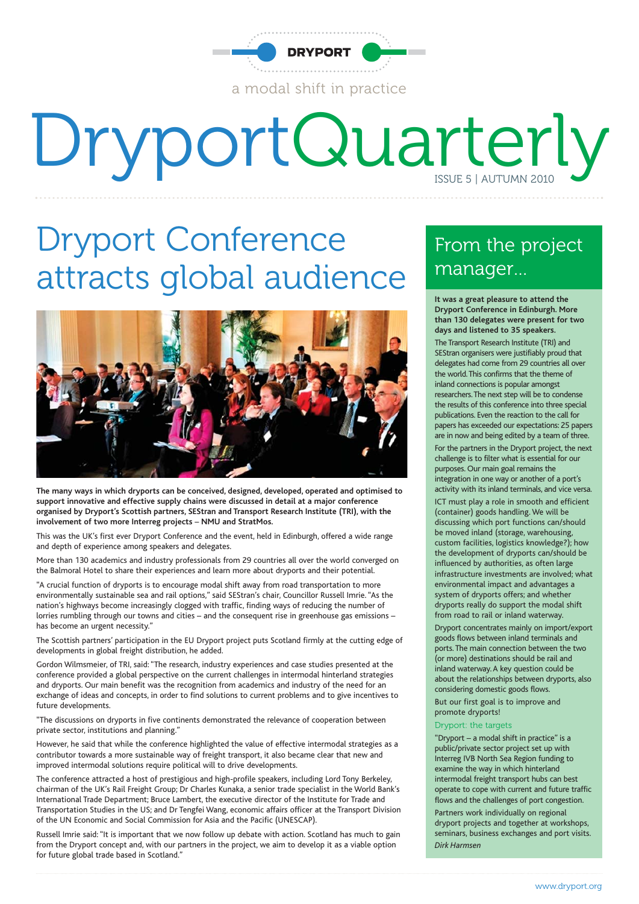DRYPORT

a modal shift in practice

# DryportQuarterly

ISSUE 5 | AUTUMN 2010

## Dryport Conference attracts global audience

**The many ways in which dryports can be conceived, designed, developed, operated and optimised to support innovative and effective supply chains were discussed in detail at a major conference organised by Dryport's Scottish partners, SEStran and Transport Research Institute (TRI), with the involvement of two more Interreg projects – NMU and StratMos.**

This was the UK's first ever Dryport Conference and the event, held in Edinburgh, offered a wide range and depth of experience among speakers and delegates.

More than 130 academics and industry professionals from 29 countries all over the world converged on the Balmoral Hotel to share their experiences and learn more about dryports and their potential.

"A crucial function of dryports is to encourage modal shift away from road transportation to more environmentally sustainable sea and rail options," said SEStran's chair, Councillor Russell Imrie. "As the nation's highways become increasingly clogged with traffic, finding ways of reducing the number of lorries rumbling through our towns and cities – and the consequent rise in greenhouse gas emissions – has become an urgent necessity."

The Scottish partners' participation in the EU Dryport project puts Scotland firmly at the cutting edge of developments in global freight distribution, he added.

Gordon Wilmsmeier, of TRI, said: "The research, industry experiences and case studies presented at the conference provided a global perspective on the current challenges in intermodal hinterland strategies and dryports. Our main benefit was the recognition from academics and industry of the need for an exchange of ideas and concepts, in order to find solutions to current problems and to give incentives to future developments.

"The discussions on dryports in five continents demonstrated the relevance of cooperation between private sector, institutions and planning."

However, he said that while the conference highlighted the value of effective intermodal strategies as a contributor towards a more sustainable way of freight transport, it also became clear that new and improved intermodal solutions require political will to drive developments.

The conference attracted a host of prestigious and high-profile speakers, including Lord Tony Berkeley, chairman of the UK's Rail Freight Group; Dr Charles Kunaka, a senior trade specialist in the World Bank's International Trade Department; Bruce Lambert, the executive director of the Institute for Trade and Transportation Studies in the US; and Dr Tengfei Wang, economic affairs officer at the Transport Division of the UN Economic and Social Commission for Asia and the Pacific (UNESCAP).

Russell Imrie said: "It is important that we now follow up debate with action. Scotland has much to gain from the Dryport concept and, with our partners in the project, we aim to develop it as a viable option for future global trade based in Scotland."

## From the project manager...

**It was a great pleasure to attend the Dryport Conference in Edinburgh. More than 130 delegates were present for two days and listened to 35 speakers.**

The Transport Research Institute (TRI) and SEStran organisers were justifiably proud that delegates had come from 29 countries all over the world. This confirms that the theme of inland connections is popular amongst researchers. The next step will be to condense the results of this conference into three special publications. Even the reaction to the call for papers has exceeded our expectations: 25 papers are in now and being edited by a team of three.

For the partners in the Dryport project, the next challenge is to filter what is essential for our purposes. Our main goal remains the integration in one way or another of a port's activity with its inland terminals, and vice versa.

ICT must play a role in smooth and efficient (container) goods handling. We will be discussing which port functions can/should be moved inland (storage, warehousing, custom facilities, logistics knowledge?); how the development of dryports can/should be influenced by authorities, as often large infrastructure investments are involved; what environmental impact and advantages a system of dryports offers; and whether dryports really do support the modal shift from road to rail or inland waterway.

Dryport concentrates mainly on import/export goods flows between inland terminals and ports. The main connection between the two (or more) destinations should be rail and inland waterway. A key question could be about the relationships between dryports, also considering domestic goods flows.

But our first goal is to improve and promote dryports!

### Dryport: the targets

"Dryport – a modal shift in practice" is a public/private sector project set up with Interreg IVB North Sea Region funding to examine the way in which hinterland intermodal freight transport hubs can best operate to cope with current and future traffic flows and the challenges of port congestion.

Partners work individually on regional dryport projects and together at workshops, seminars, business exchanges and port visits.

*Dirk Harmsen*

www.dryport.org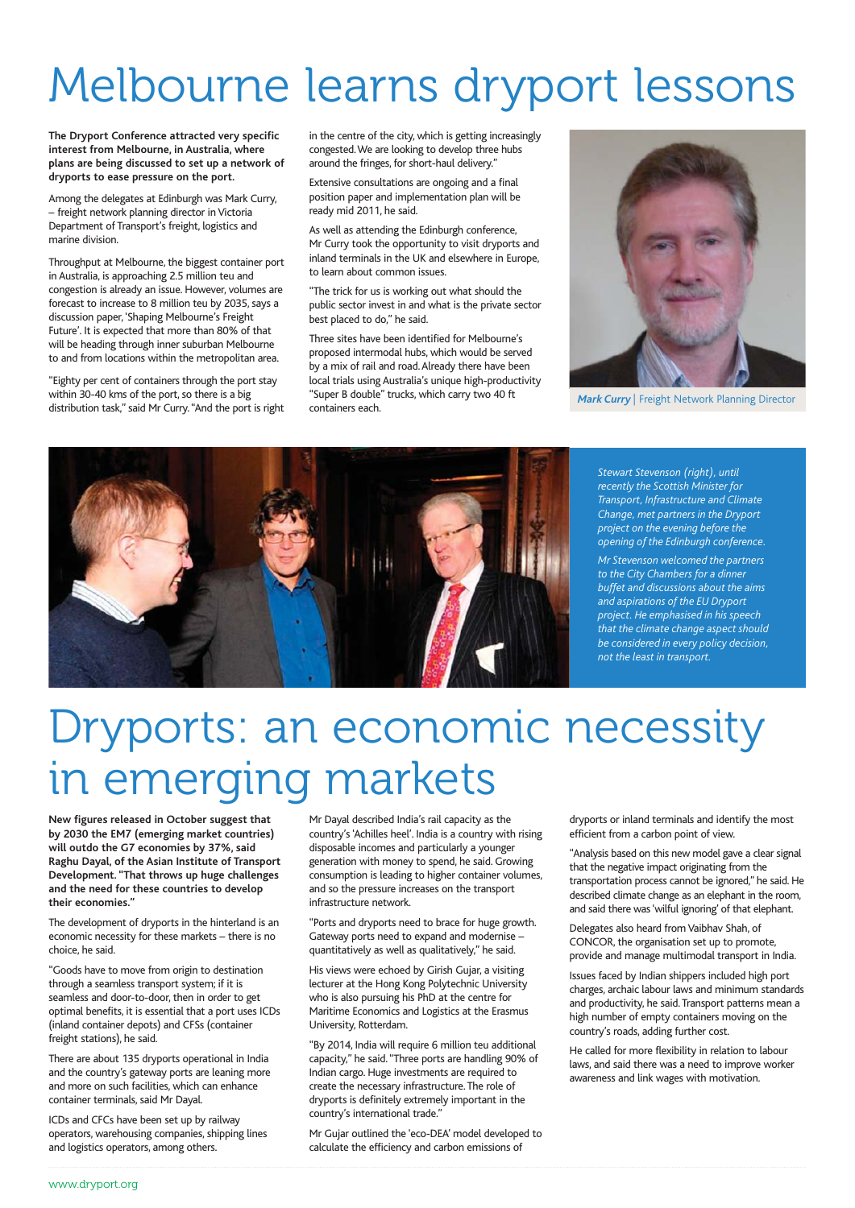# Melbourne learns dryport lessons

**The Dryport Conference attracted very specific interest from Melbourne, in Australia, where plans are being discussed to set up a network of dryports to ease pressure on the port.**

Among the delegates at Edinburgh was Mark Curry, – freight network planning director in Victoria Department of Transport's freight, logistics and marine division.

Throughput at Melbourne, the biggest container port in Australia, is approaching 2.5 million teu and congestion is already an issue. However, volumes are forecast to increase to 8 million teu by 2035, says a discussion paper, 'Shaping Melbourne's Freight Future'. It is expected that more than 80% of that will be heading through inner suburban Melbourne to and from locations within the metropolitan area.

"Eighty per cent of containers through the port stay within 30-40 kms of the port, so there is a big distribution task," said Mr Curry. "And the port is right in the centre of the city, which is getting increasingly congested. We are looking to develop three hubs around the fringes, for short-haul delivery."

Extensive consultations are ongoing and a final position paper and implementation plan will be ready mid 2011, he said.

As well as attending the Edinburgh conference, Mr Curry took the opportunity to visit dryports and inland terminals in the UK and elsewhere in Europe, to learn about common issues.

"The trick for us is working out what should the public sector invest in and what is the private sector best placed to do," he said.

Three sites have been identified for Melbourne's proposed intermodal hubs, which would be served by a mix of rail and road. Already there have been local trials using Australia's unique high-productivity "Super B double" trucks, which carry two 40 ft containers each.

***Mark Curry*** | Freight Network Planning Director

*Stewart Stevenson (right), until recently the Scottish Minister for Transport, Infrastructure and Climate Change, met partners in the Dryport project on the evening before the opening of the Edinburgh conference.*

*Mr Stevenson welcomed the partners to the City Chambers for a dinner buffet and discussions about the aims and aspirations of the EU Dryport project. He emphasised in his speech that the climate change aspect should be considered in every policy decision, not the least in transport.*

# Dryports: an economic necessity in emerging markets

**New figures released in October suggest that by 2030 the EM7 (emerging market countries) will outdo the G7 economies by 37%, said Raghu Dayal, of the Asian Institute of Transport Development. "That throws up huge challenges and the need for these countries to develop their economies."**

The development of dryports in the hinterland is an economic necessity for these markets – there is no choice, he said.

"Goods have to move from origin to destination through a seamless transport system; if it is seamless and door-to-door, then in order to get optimal benefits, it is essential that a port uses ICDs (inland container depots) and CFSs (container freight stations), he said.

There are about 135 dryports operational in India and the country's gateway ports are leaning more and more on such facilities, which can enhance container terminals, said Mr Dayal.

ICDs and CFCs have been set up by railway operators, warehousing companies, shipping lines and logistics operators, among others.

Mr Dayal described India's rail capacity as the country's 'Achilles heel'. India is a country with rising disposable incomes and particularly a younger generation with money to spend, he said. Growing consumption is leading to higher container volumes, and so the pressure increases on the transport infrastructure network.

"Ports and dryports need to brace for huge growth. Gateway ports need to expand and modernise – quantitatively as well as qualitatively," he said.

His views were echoed by Girish Gujar, a visiting lecturer at the Hong Kong Polytechnic University who is also pursuing his PhD at the centre for Maritime Economics and Logistics at the Erasmus University, Rotterdam.

"By 2014, India will require 6 million teu additional capacity," he said. "Three ports are handling 90% of Indian cargo. Huge investments are required to create the necessary infrastructure. The role of dryports is definitely extremely important in the country's international trade."

Mr Gujar outlined the 'eco-DEA' model developed to calculate the efficiency and carbon emissions of dryports or inland terminals and identify the most efficient from a carbon point of view.

"Analysis based on this new model gave a clear signal that the negative impact originating from the transportation process cannot be ignored," he said. He described climate change as an elephant in the room, and said there was 'wilful ignoring' of that elephant.

Delegates also heard from Vaibhav Shah, of CONCOR, the organisation set up to promote, provide and manage multimodal transport in India.

Issues faced by Indian shippers included high port charges, archaic labour laws and minimum standards and productivity, he said. Transport patterns mean a high number of empty containers moving on the country's roads, adding further cost.

He called for more flexibility in relation to labour laws, and said there was a need to improve worker awareness and link wages with motivation.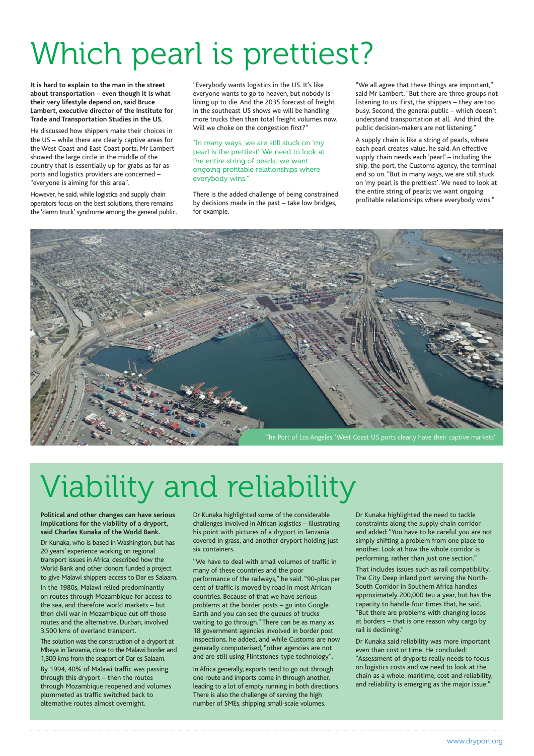# Which pearl is prettiest?

**It is hard to explain to the man in the street about transportation – even though it is what their very lifestyle depend on, said Bruce Lambert, executive director of the Institute for Trade and Transportation Studies in the US.**

He discussed how shippers make their choices in the US – while there are clearly captive areas for the West Coast and East Coast ports, Mr Lambert showed the large circle in the middle of the country that is essentially up for grabs as far as ports and logistics providers are concerned – "everyone is aiming for this area".

However, he said, while logistics and supply chain operators focus on the best solutions, there remains the 'damn truck' syndrome among the general public.

"Everybody wants logistics in the US. It's like everyone wants to go to heaven, but nobody is lining up to die. And the 2035 forecast of freight in the southeast US shows we will be handling more trucks then than total freight volumes now. Will we choke on the congestion first?"

"In many ways, we are still stuck on 'my pearl is the prettiest'. We need to look at the entire string of pearls; we want ongoing profitable relationships where everybody wins."

There is the added challenge of being constrained by decisions made in the past – take low bridges, for example.

"We all agree that these things are important," said Mr Lambert. "But there are three groups not listening to us. First, the shippers – they are too busy. Second, the general public – which doesn't understand transportation at all. And third, the public decision-makers are not listening."

A supply chain is like a string of pearls, where each pearl creates value, he said. An effective supply chain needs each 'pearl' – including the ship, the port, the Customs agency, the terminal and so on. "But in many ways, we are still stuck on 'my pearl is the prettiest'. We need to look at the entire string of pearls; we want ongoing profitable relationships where everybody wins."

The Port of Los Angeles: 'West Coast US ports clearly have their captive markets'

# Viability and reliability

**Political and other changes can have serious implications for the viability of a dryport, said Charles Kunaka of the World Bank.**

Dr Kunaka, who is based in Washington, but has 20 years' experience working on regional transport issues in Africa, described how the World Bank and other donors funded a project to give Malawi shippers access to Dar es Salaam.

In the 1980s, Malawi relied predominantly on routes through Mozambique for access to the sea, and therefore world markets – but then civil war in Mozambique cut off those routes and the alternative, Durban, involved 3,500 kms of overland transport.

The solution was the construction of a dryport at Mbeya in Tanzania, close to the Malawi border and 1,300 kms from the seaport of Dar es Salaam.

By 1994, 40% of Malawi traffic was passing through this dryport – then the routes through Mozambique reopened and volumes plummeted as traffic switched back to alternative routes almost overnight.

Dr Kunaka highlighted some of the considerable challenges involved in African logistics – illustrating his point with pictures of a dryport in Tanzania covered in grass, and another dryport holding just six containers.

"We have to deal with small volumes of traffic in many of these countries and the poor performance of the railways," he said. "90-plus per cent of traffic is moved by road in most African countries. Because of that we have serious problems at the border posts – go into Google Earth and you can see the queues of trucks waiting to go through." There can be as many as 18 government agencies involved in border post inspections, he added, and while Customs are now generally computerised, "other agencies are not and are still using Flintstones-type technology".

In Africa generally, exports tend to go out through one route and imports come in through another, leading to a lot of empty running in both directions. There is also the challenge of serving the high number of SMEs, shipping small-scale volumes.

Dr Kunaka highlighted the need to tackle constraints along the supply chain corridor and added: "You have to be careful you are not simply shifting a problem from one place to another. Look at how the whole corridor is performing, rather than just one section."

That includes issues such as rail compatibility. The City Deep inland port serving the North-South Corridor in Southern Africa handles approximately 200,000 teu a year, but has the capacity to handle four times that, he said. "But there are problems with changing locos at borders – that is one reason why cargo by rail is declining."

Dr Kunaka said reliability was more important even than cost or time. He concluded: "Assessment of dryports really needs to focus on logistics costs and we need to look at the chain as a whole: maritime, cost and reliability, and reliability is emerging as the major issue."

www.dryport.org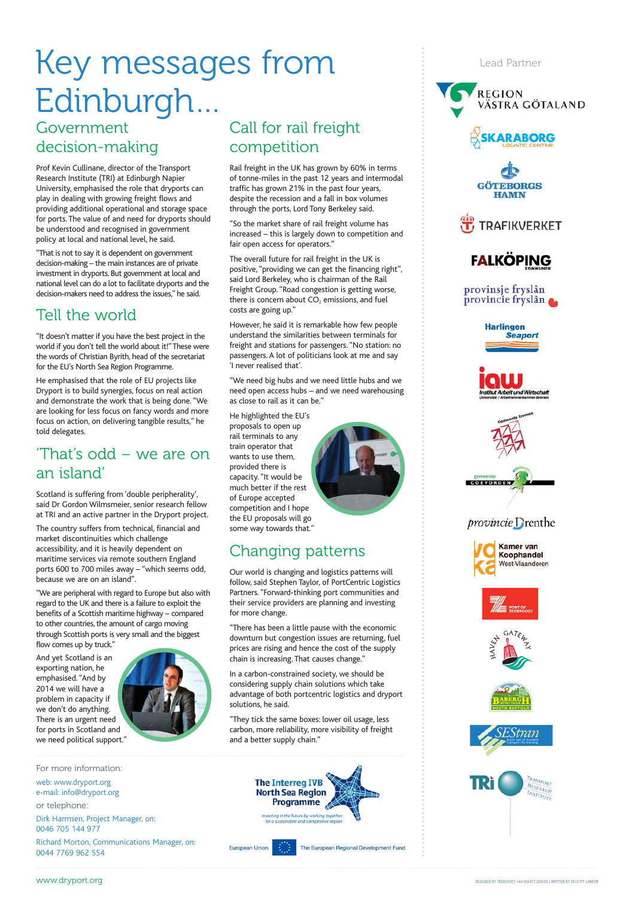# Key messages from Edinburgh...

## Government decision-making

Prof Kevin Cullinane, director of the Transport Research Institute (TRI) at Edinburgh Napier University, emphasised the role that dryports can play in dealing with growing freight flows and providing additional operational and storage space for ports. The value of and need for dryports should be understood and recognised in government policy at local and national level, he said.

"That is not to say it is dependent on government decision-making – the main instances are of private investment in dryports. But government at local and national level can do a lot to facilitate dryports and the decision-makers need to address the issues," he said.

## Tell the world

"It doesn't matter if you have the best project in the world if you don't tell the world about it!" These were the words of Christian Byrith, head of the secretariat for the EU's North Sea Region Programme.

He emphasised that the role of EU projects like Dryport is to build synergies, focus on real action and demonstrate the work that is being done. "We are looking for less focus on fancy words and more focus on action, on delivering tangible results," he told delegates.

## 'That's odd – we are on an island'

Scotland is suffering from 'double peripherality', said Dr Gordon Wilmsmeier, senior research fellow at TRI and an active partner in the Dryport project.

The country suffers from technical, financial and market discontinuities which challenge accessibility, and it is heavily dependent on maritime services via remote southern England ports 600 to 700 miles away – "which seems odd, because we are on an island".

"We are peripheral with regard to Europe but also with regard to the UK and there is a failure to exploit the benefits of a Scottish maritime highway – compared to other countries, the amount of cargo moving through Scottish ports is very small and the biggest flow comes up by truck."

And yet Scotland is an exporting nation, he emphasised. "And by 2014 we will have a problem in capacity if we don't do anything. There is an urgent need for ports in Scotland and we need political support."

## Call for rail freight competition

Rail freight in the UK has grown by 60% in terms of tonne-miles in the past 12 years and intermodal traffic has grown 21% in the past four years, despite the recession and a fall in box volumes through the ports, Lord Tony Berkeley said.

"So the market share of rail freight volume has increased – this is largely down to competition and fair open access for operators."

The overall future for rail freight in the UK is positive, "providing we can get the financing right", said Lord Berkeley, who is chairman of the Rail Freight Group. "Road congestion is getting worse, there is concern about $CO_2$ emissions, and fuel costs are going up."

However, he said it is remarkable how few people understand the similarities between terminals for freight and stations for passengers. "No station: no passengers. A lot of politicians look at me and say 'I never realised that'.

"We need big hubs and we need little hubs and we need open access hubs – and we need warehousing as close to rail as it can be."

He highlighted the EU's proposals to open up rail terminals to any train operator that wants to use them, provided there is capacity. "It would be much better if the rest of Europe accepted competition and I hope the EU proposals will go some way towards that."

## Changing patterns

Our world is changing and logistics patterns will follow, said Stephen Taylor, of PortCentric Logistics Partners. "Forward-thinking port communities and their service providers are planning and investing for more change.

"There has been a little pause with the economic downturn but congestion issues are returning, fuel prices are rising and hence the cost of the supply chain is increasing. That causes change."

In a carbon-constrained society, we should be considering supply chain solutions which take advantage of both portcentric logistics and dryport solutions, he said.

"They tick the same boxes: lower oil usage, less carbon, more reliability, more visibility of freight and a better supply chain."

For more information:

web: www.dryport.org
e-mail: info@dryport.org

or telephone:

Dirk Harmsen, Project Manager, on: 0046 705 144 977

Richard Morton, Communications Manager, on: 0044 7769 962 554

The Interreg IVB North Sea Region Programme
Investing in the future by working together for a sustainable and competitive region

European Union — The European Regional Development Fund

Lead Partner

REGION VÄSTRA GÖTALAND

SKARABORG LOGISTIC CENTER

GÖTEBORGS HAMN

TRAFIKVERKET

FALKÖPING KOMMUNEN

provinsje fryslân provincie fryslân

Harlingen Seaport

iaw Institut Arbeit und Wirtschaft

Gemeente Emmen

gemeente COEVORDEN

provincie Drenthe

Kamer van Koophandel West-Vlaanderen

PORT OF ZEEBRUGGE

HAVEN GATEWAY

BABERGH SOUTH SUFFOLK

SEStran

TRi TRANSPORT RESEARCH INSTITUTE

www.dryport.org

DESIGNED BY TREBUCHET +44 (0)1473 213000 | WRITTEN BY FELICITY LANDON